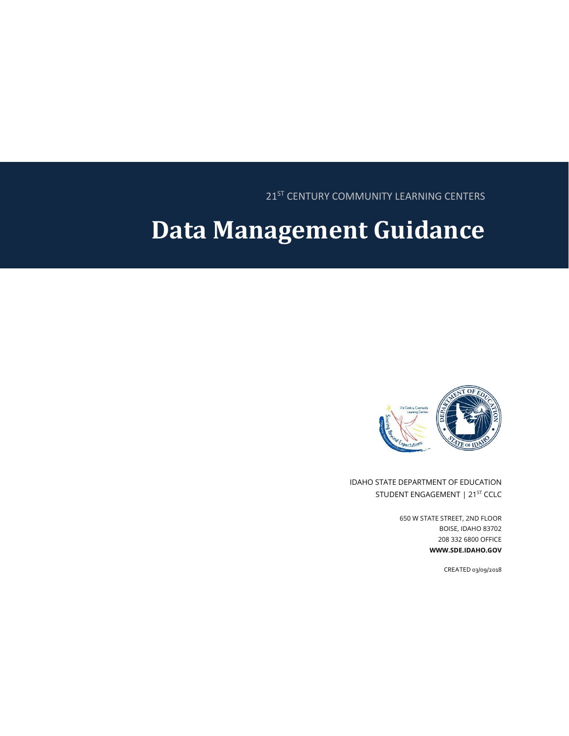21ST CENTURY COMMUNITY LEARNING CENTERS

# Data Management Guidance

IDAHO STATE DEPARTMENT OF EDUCATION
STUDENT ENGAGEMENT | 21ST CCLC

650 W STATE STREET, 2ND FLOOR
BOISE, IDAHO 83702
208 332 6800 OFFICE
**WWW.SDE.IDAHO.GOV**

CREATED 03/09/2018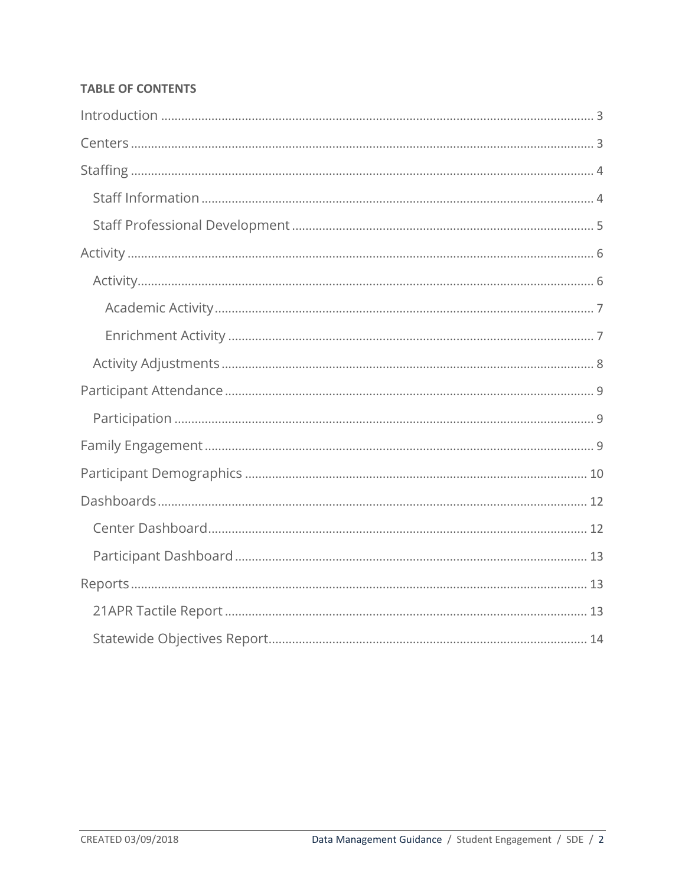**TABLE OF CONTENTS**

- Introduction ... 3
- Centers ... 3
- Staffing ... 4
  - Staff Information ... 4
  - Staff Professional Development ... 5
- Activity ... 6
  - Activity ... 6
    - Academic Activity ... 7
    - Enrichment Activity ... 7
  - Activity Adjustments ... 8
- Participant Attendance ... 9
  - Participation ... 9
- Family Engagement ... 9
- Participant Demographics ... 10
- Dashboards ... 12
  - Center Dashboard ... 12
  - Participant Dashboard ... 13
- Reports ... 13
  - 21APR Tactile Report ... 13
  - Statewide Objectives Report ... 14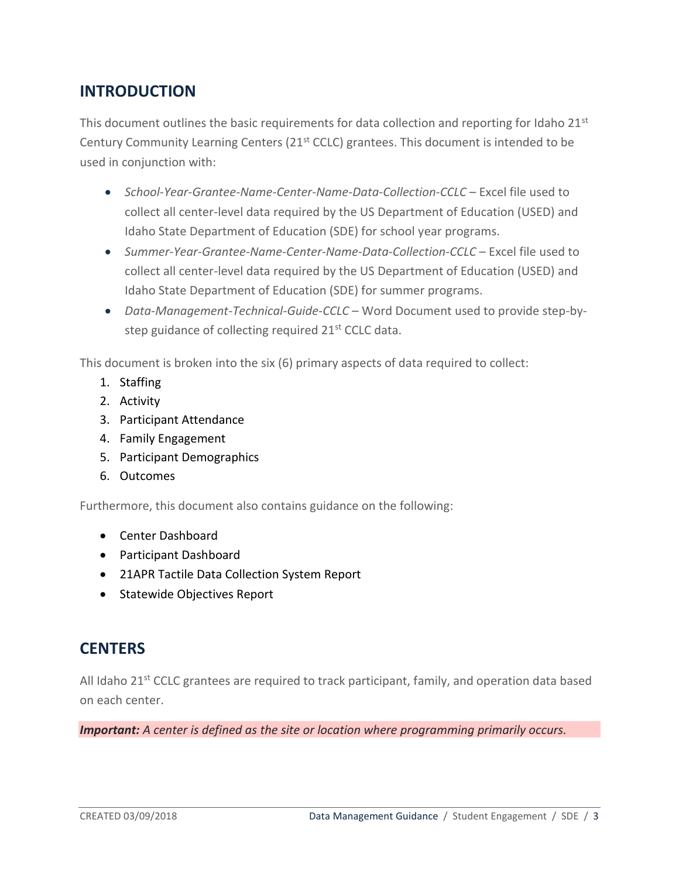## INTRODUCTION

This document outlines the basic requirements for data collection and reporting for Idaho 21st Century Community Learning Centers (21st CCLC) grantees. This document is intended to be used in conjunction with:

- *School-Year-Grantee-Name-Center-Name-Data-Collection-CCLC* – Excel file used to collect all center-level data required by the US Department of Education (USED) and Idaho State Department of Education (SDE) for school year programs.
- *Summer-Year-Grantee-Name-Center-Name-Data-Collection-CCLC* – Excel file used to collect all center-level data required by the US Department of Education (USED) and Idaho State Department of Education (SDE) for summer programs.
- *Data-Management-Technical-Guide-CCLC* – Word Document used to provide step-by-step guidance of collecting required 21st CCLC data.

This document is broken into the six (6) primary aspects of data required to collect:

1. Staffing
2. Activity
3. Participant Attendance
4. Family Engagement
5. Participant Demographics
6. Outcomes

Furthermore, this document also contains guidance on the following:

- Center Dashboard
- Participant Dashboard
- 21APR Tactile Data Collection System Report
- Statewide Objectives Report

## CENTERS

All Idaho 21st CCLC grantees are required to track participant, family, and operation data based on each center.

***Important:*** *A center is defined as the site or location where programming primarily occurs.*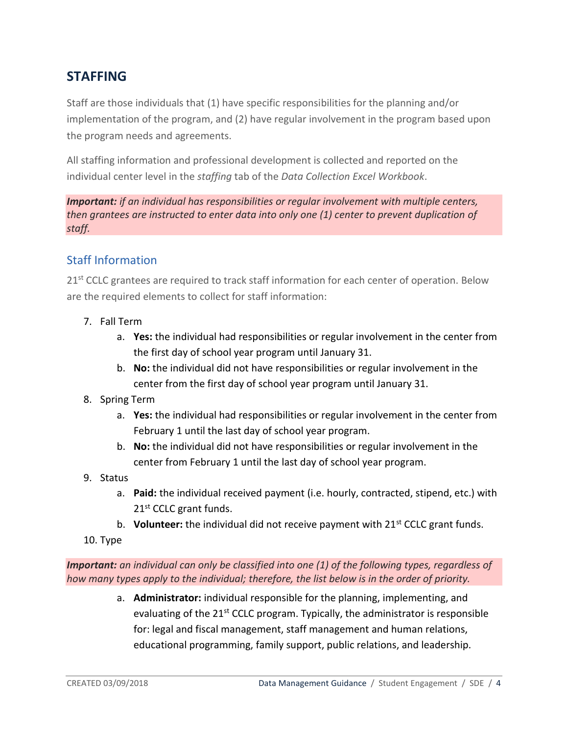## STAFFING

Staff are those individuals that (1) have specific responsibilities for the planning and/or implementation of the program, and (2) have regular involvement in the program based upon the program needs and agreements.

All staffing information and professional development is collected and reported on the individual center level in the *staffing* tab of the *Data Collection Excel Workbook*.

***Important:*** *if an individual has responsibilities or regular involvement with multiple centers, then grantees are instructed to enter data into only one (1) center to prevent duplication of staff.*

### Staff Information

21st CCLC grantees are required to track staff information for each center of operation. Below are the required elements to collect for staff information:

7. Fall Term
    a. **Yes:** the individual had responsibilities or regular involvement in the center from the first day of school year program until January 31.
    b. **No:** the individual did not have responsibilities or regular involvement in the center from the first day of school year program until January 31.
8. Spring Term
    a. **Yes:** the individual had responsibilities or regular involvement in the center from February 1 until the last day of school year program.
    b. **No:** the individual did not have responsibilities or regular involvement in the center from February 1 until the last day of school year program.
9. Status
    a. **Paid:** the individual received payment (i.e. hourly, contracted, stipend, etc.) with 21st CCLC grant funds.
    b. **Volunteer:** the individual did not receive payment with 21st CCLC grant funds.
10. Type

***Important:*** *an individual can only be classified into one (1) of the following types, regardless of how many types apply to the individual; therefore, the list below is in the order of priority.*

   a. **Administrator:** individual responsible for the planning, implementing, and evaluating of the 21st CCLC program. Typically, the administrator is responsible for: legal and fiscal management, staff management and human relations, educational programming, family support, public relations, and leadership.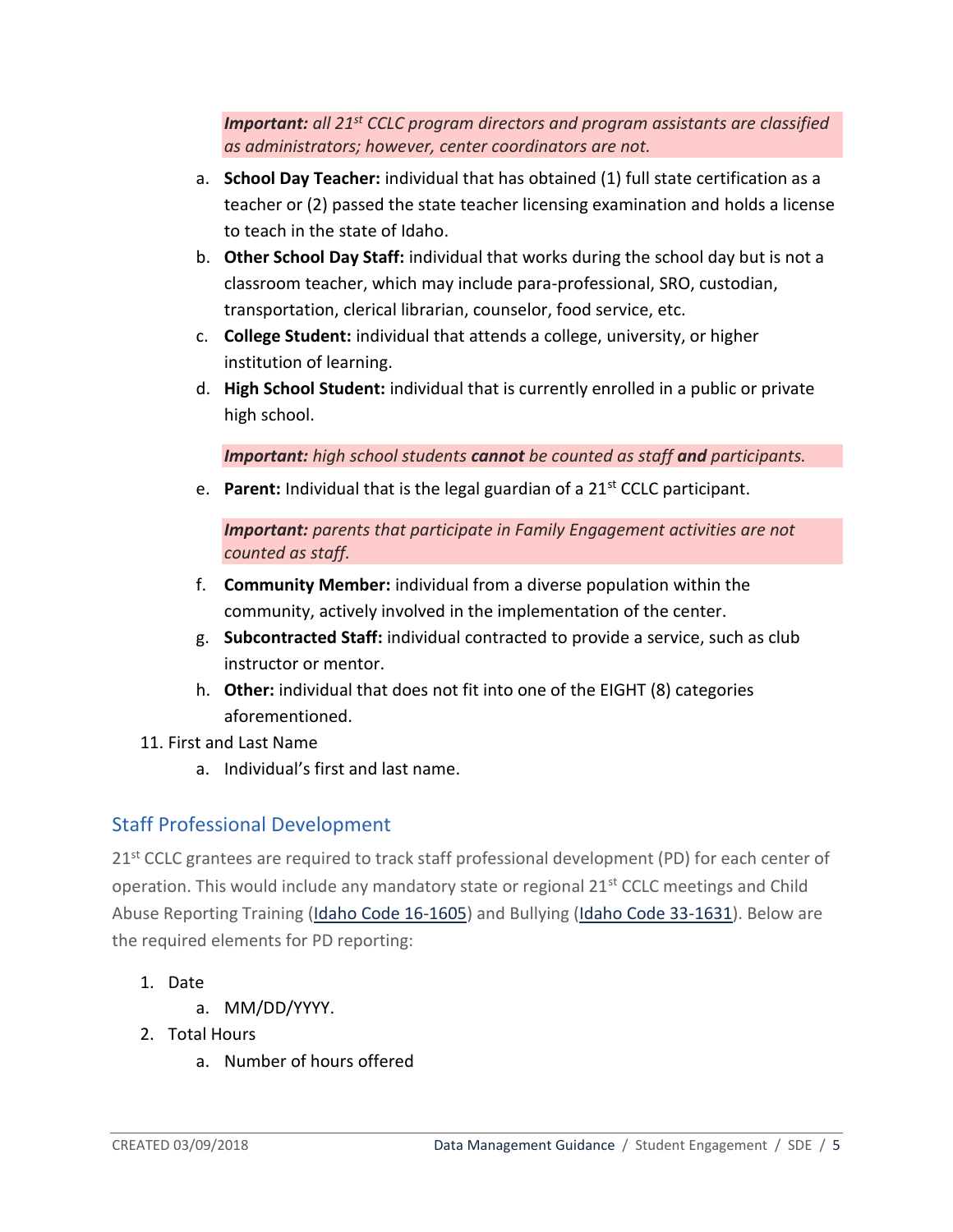*__Important:__ all 21st CCLC program directors and program assistants are classified as administrators; however, center coordinators are not.*

   a. **School Day Teacher:** individual that has obtained (1) full state certification as a teacher or (2) passed the state teacher licensing examination and holds a license to teach in the state of Idaho.
   b. **Other School Day Staff:** individual that works during the school day but is not a classroom teacher, which may include para-professional, SRO, custodian, transportation, clerical librarian, counselor, food service, etc.
   c. **College Student:** individual that attends a college, university, or higher institution of learning.
   d. **High School Student:** individual that is currently enrolled in a public or private high school.

   *__Important:__ high school students __cannot__ be counted as staff __and__ participants.*

   e. **Parent:** Individual that is the legal guardian of a 21st CCLC participant.

   *__Important:__ parents that participate in Family Engagement activities are not counted as staff.*

   f. **Community Member:** individual from a diverse population within the community, actively involved in the implementation of the center.
   g. **Subcontracted Staff:** individual contracted to provide a service, such as club instructor or mentor.
   h. **Other:** individual that does not fit into one of the EIGHT (8) categories aforementioned.

11. First and Last Name
    a. Individual's first and last name.

## Staff Professional Development

21st CCLC grantees are required to track staff professional development (PD) for each center of operation. This would include any mandatory state or regional 21st CCLC meetings and Child Abuse Reporting Training (Idaho Code 16-1605) and Bullying (Idaho Code 33-1631). Below are the required elements for PD reporting:

1. Date
   a. MM/DD/YYYY.
2. Total Hours
   a. Number of hours offered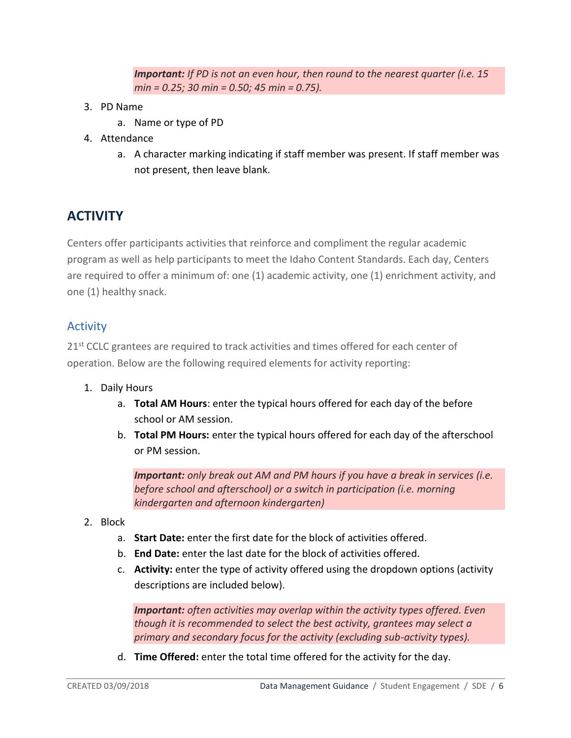> ***Important:*** *If PD is not an even hour, then round to the nearest quarter (i.e. 15 min = 0.25; 30 min = 0.50; 45 min = 0.75).*

3. PD Name
   a. Name or type of PD
4. Attendance
   a. A character marking indicating if staff member was present. If staff member was not present, then leave blank.

## ACTIVITY

Centers offer participants activities that reinforce and compliment the regular academic program as well as help participants to meet the Idaho Content Standards. Each day, Centers are required to offer a minimum of: one (1) academic activity, one (1) enrichment activity, and one (1) healthy snack.

### Activity

21st CCLC grantees are required to track activities and times offered for each center of operation. Below are the following required elements for activity reporting:

1. Daily Hours
   a. **Total AM Hours**: enter the typical hours offered for each day of the before school or AM session.
   b. **Total PM Hours:** enter the typical hours offered for each day of the afterschool or PM session.

   > ***Important:*** *only break out AM and PM hours if you have a break in services (i.e. before school and afterschool) or a switch in participation (i.e. morning kindergarten and afternoon kindergarten)*

2. Block
   a. **Start Date:** enter the first date for the block of activities offered.
   b. **End Date:** enter the last date for the block of activities offered.
   c. **Activity:** enter the type of activity offered using the dropdown options (activity descriptions are included below).

   > ***Important:*** *often activities may overlap within the activity types offered. Even though it is recommended to select the best activity, grantees may select a primary and secondary focus for the activity (excluding sub-activity types).*

   d. **Time Offered:** enter the total time offered for the activity for the day.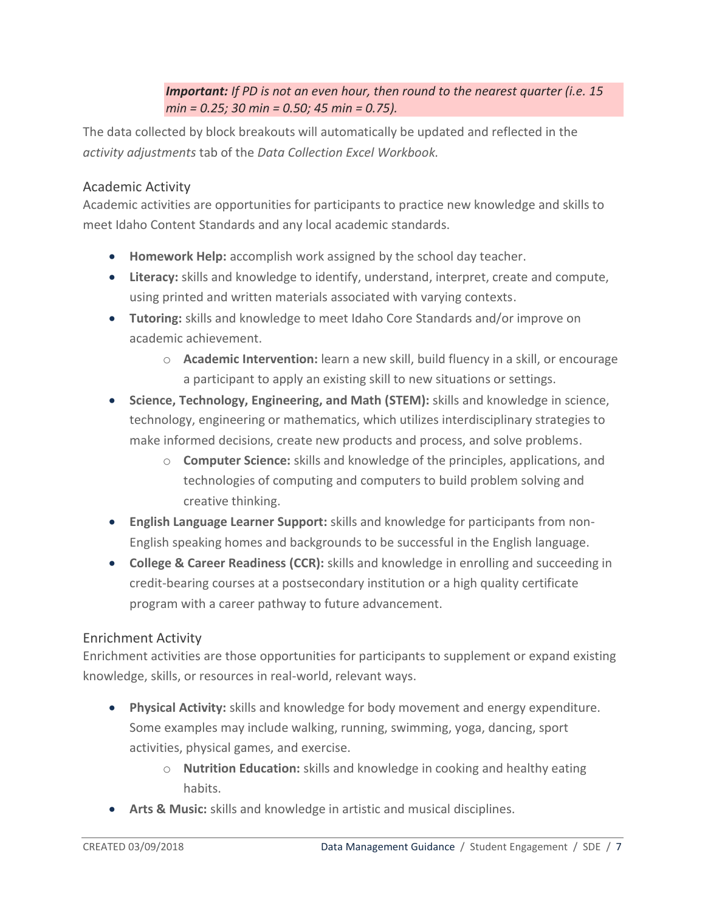***Important:*** *If PD is not an even hour, then round to the nearest quarter (i.e. 15 min = 0.25; 30 min = 0.50; 45 min = 0.75).*

The data collected by block breakouts will automatically be updated and reflected in the *activity adjustments* tab of the *Data Collection Excel Workbook*.

## Academic Activity

Academic activities are opportunities for participants to practice new knowledge and skills to meet Idaho Content Standards and any local academic standards.

- **Homework Help:** accomplish work assigned by the school day teacher.
- **Literacy:** skills and knowledge to identify, understand, interpret, create and compute, using printed and written materials associated with varying contexts.
- **Tutoring:** skills and knowledge to meet Idaho Core Standards and/or improve on academic achievement.
    - **Academic Intervention:** learn a new skill, build fluency in a skill, or encourage a participant to apply an existing skill to new situations or settings.
- **Science, Technology, Engineering, and Math (STEM):** skills and knowledge in science, technology, engineering or mathematics, which utilizes interdisciplinary strategies to make informed decisions, create new products and process, and solve problems.
    - **Computer Science:** skills and knowledge of the principles, applications, and technologies of computing and computers to build problem solving and creative thinking.
- **English Language Learner Support:** skills and knowledge for participants from non-English speaking homes and backgrounds to be successful in the English language.
- **College & Career Readiness (CCR):** skills and knowledge in enrolling and succeeding in credit-bearing courses at a postsecondary institution or a high quality certificate program with a career pathway to future advancement.

## Enrichment Activity

Enrichment activities are those opportunities for participants to supplement or expand existing knowledge, skills, or resources in real-world, relevant ways.

- **Physical Activity:** skills and knowledge for body movement and energy expenditure. Some examples may include walking, running, swimming, yoga, dancing, sport activities, physical games, and exercise.
    - **Nutrition Education:** skills and knowledge in cooking and healthy eating habits.
- **Arts & Music:** skills and knowledge in artistic and musical disciplines.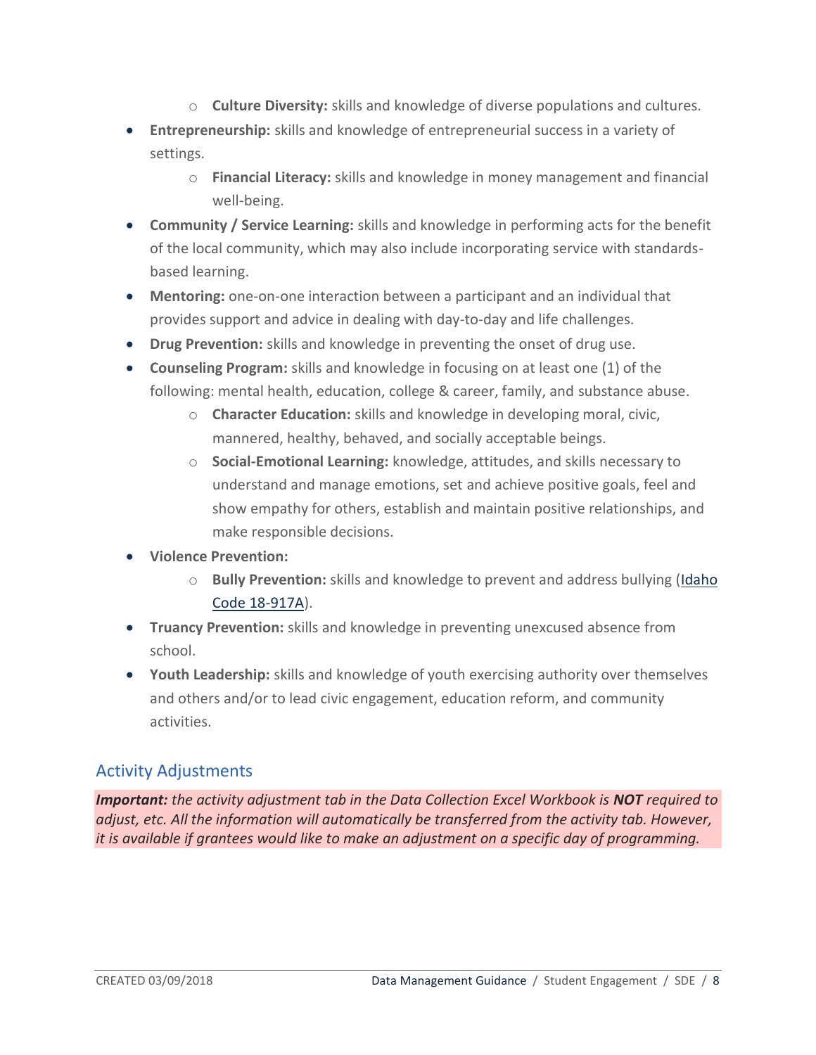- **Culture Diversity:** skills and knowledge of diverse populations and cultures.
- **Entrepreneurship:** skills and knowledge of entrepreneurial success in a variety of settings.
  - **Financial Literacy:** skills and knowledge in money management and financial well-being.
- **Community / Service Learning:** skills and knowledge in performing acts for the benefit of the local community, which may also include incorporating service with standards-based learning.
- **Mentoring:** one-on-one interaction between a participant and an individual that provides support and advice in dealing with day-to-day and life challenges.
- **Drug Prevention:** skills and knowledge in preventing the onset of drug use.
- **Counseling Program:** skills and knowledge in focusing on at least one (1) of the following: mental health, education, college & career, family, and substance abuse.
  - **Character Education:** skills and knowledge in developing moral, civic, mannered, healthy, behaved, and socially acceptable beings.
  - **Social-Emotional Learning:** knowledge, attitudes, and skills necessary to understand and manage emotions, set and achieve positive goals, feel and show empathy for others, establish and maintain positive relationships, and make responsible decisions.
- **Violence Prevention:**
  - **Bully Prevention:** skills and knowledge to prevent and address bullying (Idaho Code 18-917A).
- **Truancy Prevention:** skills and knowledge in preventing unexcused absence from school.
- **Youth Leadership:** skills and knowledge of youth exercising authority over themselves and others and/or to lead civic engagement, education reform, and community activities.

## Activity Adjustments

***Important:** the activity adjustment tab in the Data Collection Excel Workbook is **NOT** required to adjust, etc. All the information will automatically be transferred from the activity tab. However, it is available if grantees would like to make an adjustment on a specific day of programming.*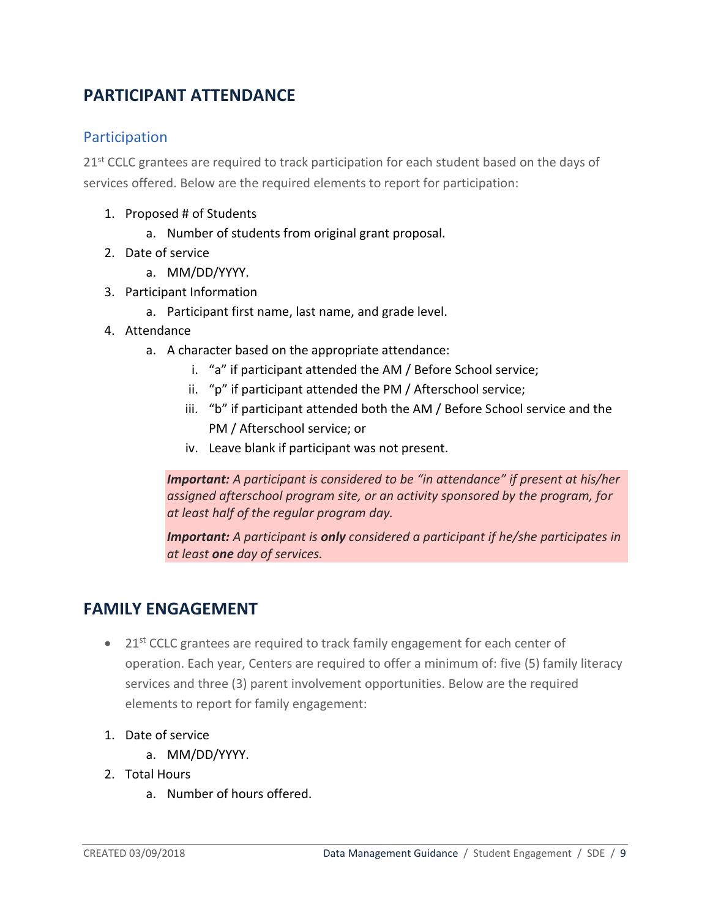## PARTICIPANT ATTENDANCE

### Participation

21st CCLC grantees are required to track participation for each student based on the days of services offered. Below are the required elements to report for participation:

1. Proposed # of Students
   a. Number of students from original grant proposal.
2. Date of service
   a. MM/DD/YYYY.
3. Participant Information
   a. Participant first name, last name, and grade level.
4. Attendance
   a. A character based on the appropriate attendance:
      i. "a" if participant attended the AM / Before School service;
      ii. "p" if participant attended the PM / Afterschool service;
      iii. "b" if participant attended both the AM / Before School service and the PM / Afterschool service; or
      iv. Leave blank if participant was not present.

***Important:*** *A participant is considered to be "in attendance" if present at his/her assigned afterschool program site, or an activity sponsored by the program, for at least half of the regular program day.*

***Important:*** *A participant is **only** considered a participant if he/she participates in at least **one** day of services.*

## FAMILY ENGAGEMENT

- 21st CCLC grantees are required to track family engagement for each center of operation. Each year, Centers are required to offer a minimum of: five (5) family literacy services and three (3) parent involvement opportunities. Below are the required elements to report for family engagement:

1. Date of service
   a. MM/DD/YYYY.
2. Total Hours
   a. Number of hours offered.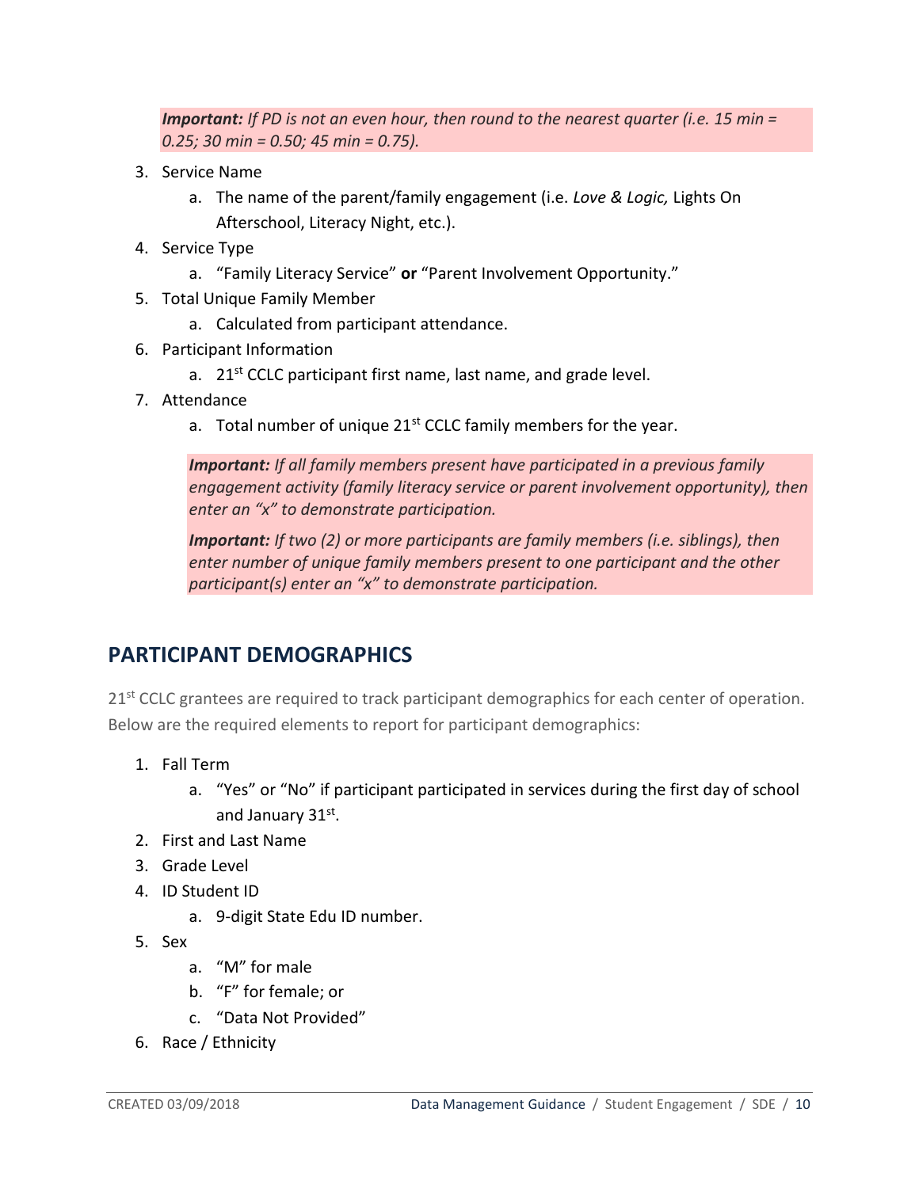***Important:*** *If PD is not an even hour, then round to the nearest quarter (i.e. 15 min = 0.25; 30 min = 0.50; 45 min = 0.75).*

3. Service Name
    a. The name of the parent/family engagement (i.e. *Love & Logic,* Lights On Afterschool, Literacy Night, etc.).
4. Service Type
    a. "Family Literacy Service" **or** "Parent Involvement Opportunity."
5. Total Unique Family Member
    a. Calculated from participant attendance.
6. Participant Information
    a. 21st CCLC participant first name, last name, and grade level.
7. Attendance
    a. Total number of unique 21st CCLC family members for the year.

    ***Important:*** *If all family members present have participated in a previous family engagement activity (family literacy service or parent involvement opportunity), then enter an "x" to demonstrate participation.*

    ***Important:*** *If two (2) or more participants are family members (i.e. siblings), then enter number of unique family members present to one participant and the other participant(s) enter an "x" to demonstrate participation.*

## PARTICIPANT DEMOGRAPHICS

21st CCLC grantees are required to track participant demographics for each center of operation. Below are the required elements to report for participant demographics:

1. Fall Term
    a. "Yes" or "No" if participant participated in services during the first day of school and January 31st.
2. First and Last Name
3. Grade Level
4. ID Student ID
    a. 9-digit State Edu ID number.
5. Sex
    a. "M" for male
    b. "F" for female; or
    c. "Data Not Provided"
6. Race / Ethnicity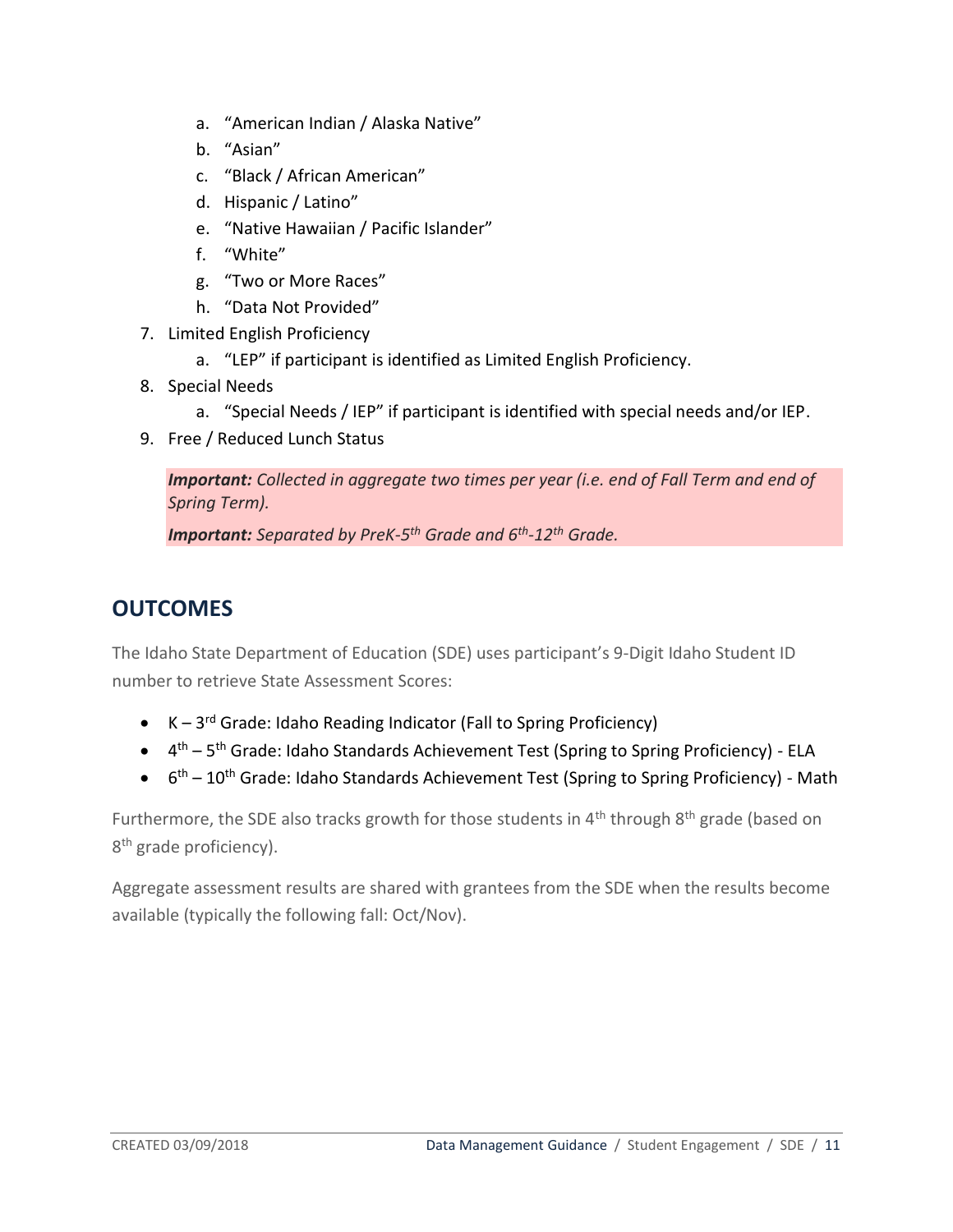a. "American Indian / Alaska Native"
   b. "Asian"
   c. "Black / African American"
   d. Hispanic / Latino"
   e. "Native Hawaiian / Pacific Islander"
   f. "White"
   g. "Two or More Races"
   h. "Data Not Provided"

7. Limited English Proficiency
   a. "LEP" if participant is identified as Limited English Proficiency.
8. Special Needs
   a. "Special Needs / IEP" if participant is identified with special needs and/or IEP.
9. Free / Reduced Lunch Status

> ***Important:*** *Collected in aggregate two times per year (i.e. end of Fall Term and end of Spring Term).*
>
> ***Important:*** *Separated by PreK-5th Grade and 6th-12th Grade.*

## OUTCOMES

The Idaho State Department of Education (SDE) uses participant's 9-Digit Idaho Student ID number to retrieve State Assessment Scores:

- K – 3rd Grade: Idaho Reading Indicator (Fall to Spring Proficiency)
- 4th – 5th Grade: Idaho Standards Achievement Test (Spring to Spring Proficiency) - ELA
- 6th – 10th Grade: Idaho Standards Achievement Test (Spring to Spring Proficiency) - Math

Furthermore, the SDE also tracks growth for those students in 4th through 8th grade (based on 8th grade proficiency).

Aggregate assessment results are shared with grantees from the SDE when the results become available (typically the following fall: Oct/Nov).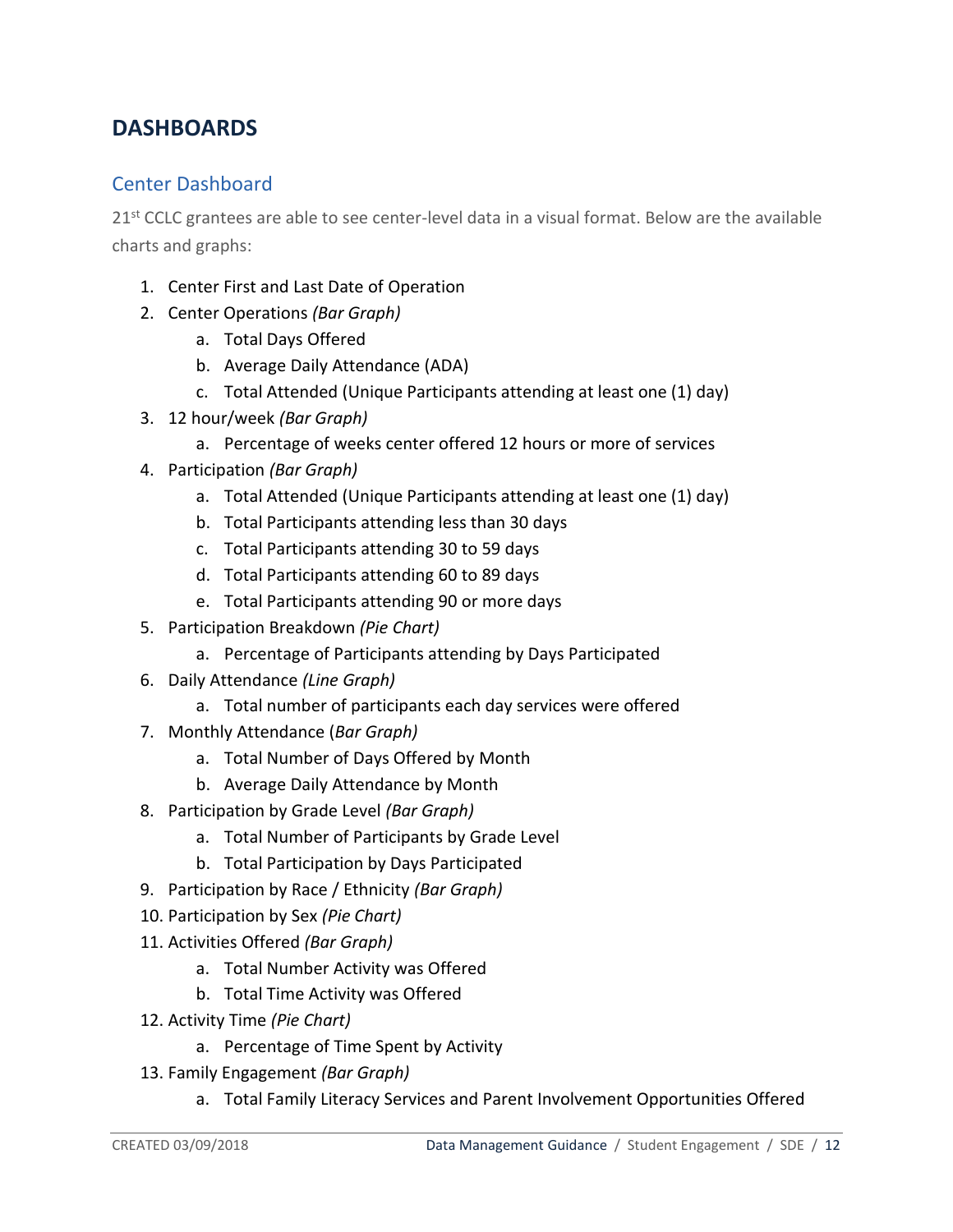# DASHBOARDS

## Center Dashboard

21st CCLC grantees are able to see center-level data in a visual format. Below are the available charts and graphs:

1. Center First and Last Date of Operation
2. Center Operations *(Bar Graph)*
   a. Total Days Offered
   b. Average Daily Attendance (ADA)
   c. Total Attended (Unique Participants attending at least one (1) day)
3. 12 hour/week *(Bar Graph)*
   a. Percentage of weeks center offered 12 hours or more of services
4. Participation *(Bar Graph)*
   a. Total Attended (Unique Participants attending at least one (1) day)
   b. Total Participants attending less than 30 days
   c. Total Participants attending 30 to 59 days
   d. Total Participants attending 60 to 89 days
   e. Total Participants attending 90 or more days
5. Participation Breakdown *(Pie Chart)*
   a. Percentage of Participants attending by Days Participated
6. Daily Attendance *(Line Graph)*
   a. Total number of participants each day services were offered
7. Monthly Attendance (*Bar Graph)*
   a. Total Number of Days Offered by Month
   b. Average Daily Attendance by Month
8. Participation by Grade Level *(Bar Graph)*
   a. Total Number of Participants by Grade Level
   b. Total Participation by Days Participated
9. Participation by Race / Ethnicity *(Bar Graph)*
10. Participation by Sex *(Pie Chart)*
11. Activities Offered *(Bar Graph)*
    a. Total Number Activity was Offered
    b. Total Time Activity was Offered
12. Activity Time *(Pie Chart)*
    a. Percentage of Time Spent by Activity
13. Family Engagement *(Bar Graph)*
    a. Total Family Literacy Services and Parent Involvement Opportunities Offered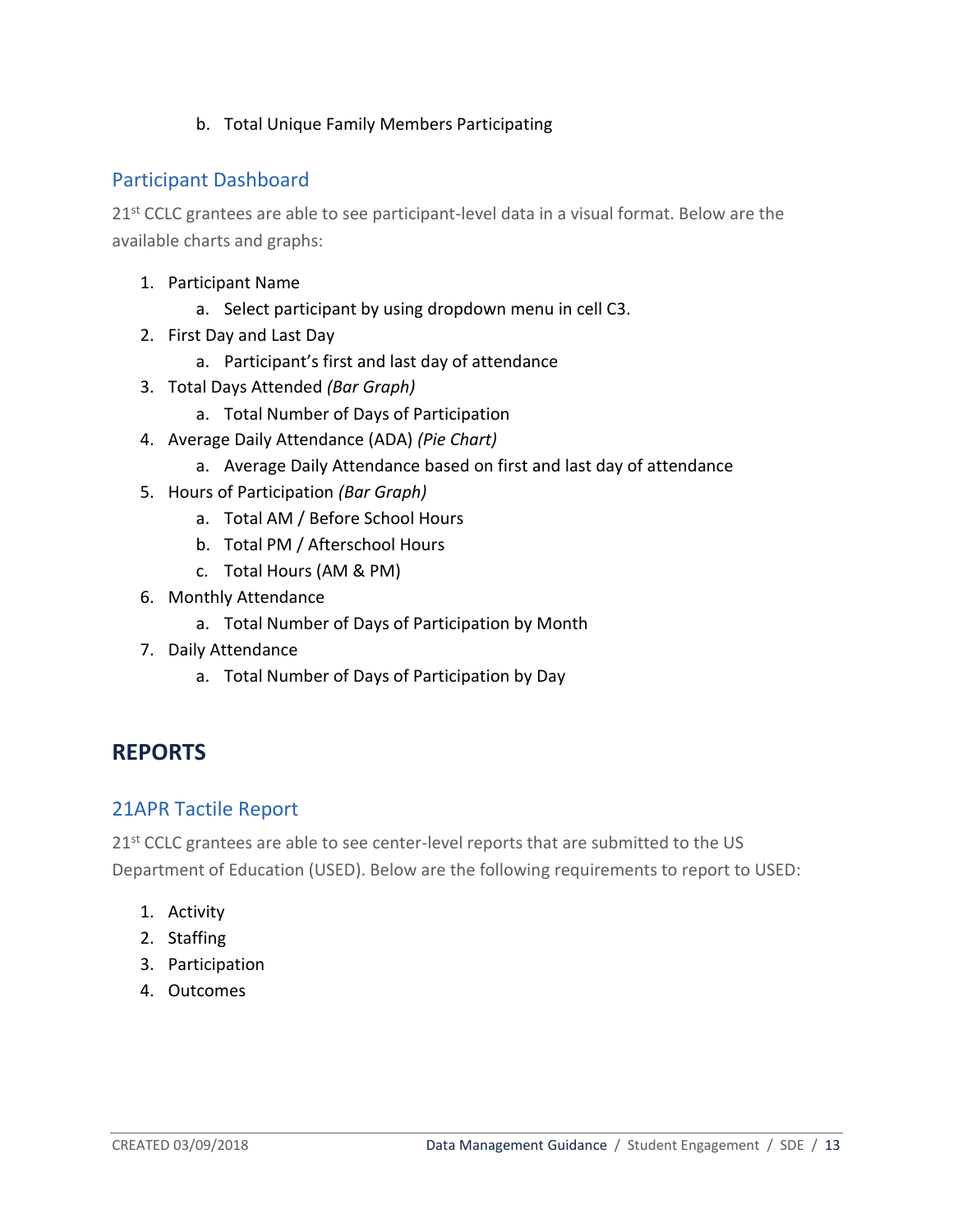b. Total Unique Family Members Participating

### Participant Dashboard

21st CCLC grantees are able to see participant-level data in a visual format. Below are the available charts and graphs:

1. Participant Name
   a. Select participant by using dropdown menu in cell C3.
2. First Day and Last Day
   a. Participant's first and last day of attendance
3. Total Days Attended *(Bar Graph)*
   a. Total Number of Days of Participation
4. Average Daily Attendance (ADA) *(Pie Chart)*
   a. Average Daily Attendance based on first and last day of attendance
5. Hours of Participation *(Bar Graph)*
   a. Total AM / Before School Hours
   b. Total PM / Afterschool Hours
   c. Total Hours (AM & PM)
6. Monthly Attendance
   a. Total Number of Days of Participation by Month
7. Daily Attendance
   a. Total Number of Days of Participation by Day

## REPORTS

### 21APR Tactile Report

21st CCLC grantees are able to see center-level reports that are submitted to the US Department of Education (USED). Below are the following requirements to report to USED:

1. Activity
2. Staffing
3. Participation
4. Outcomes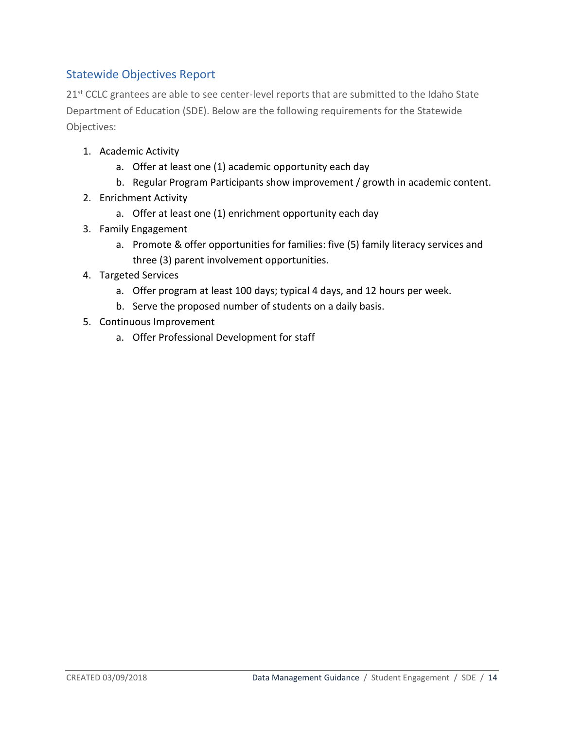## Statewide Objectives Report

21st CCLC grantees are able to see center-level reports that are submitted to the Idaho State Department of Education (SDE). Below are the following requirements for the Statewide Objectives:

1. Academic Activity
   a. Offer at least one (1) academic opportunity each day
   b. Regular Program Participants show improvement / growth in academic content.
2. Enrichment Activity
   a. Offer at least one (1) enrichment opportunity each day
3. Family Engagement
   a. Promote & offer opportunities for families: five (5) family literacy services and three (3) parent involvement opportunities.
4. Targeted Services
   a. Offer program at least 100 days; typical 4 days, and 12 hours per week.
   b. Serve the proposed number of students on a daily basis.
5. Continuous Improvement
   a. Offer Professional Development for staff